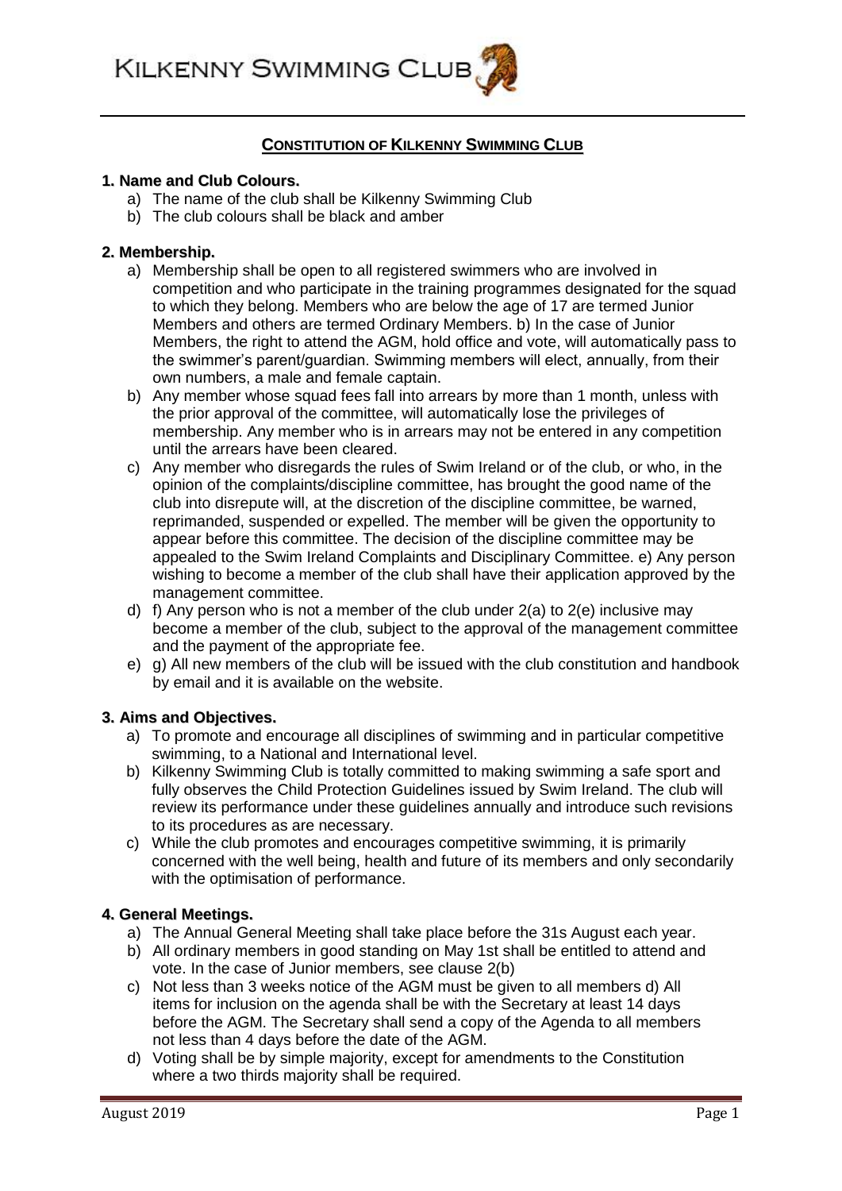KILKENNY SWIMMING CLUB

## CONSTITUTION OF KILKENNY SWIMMING CLUB

### 1. Name and Club Colours.

a) The name of the club shall be Kilkenny Swimming Club
b) The club colours shall be black and amber

### 2. Membership.

a) Membership shall be open to all registered swimmers who are involved in competition and who participate in the training programmes designated for the squad to which they belong. Members who are below the age of 17 are termed Junior Members and others are termed Ordinary Members. b) In the case of Junior Members, the right to attend the AGM, hold office and vote, will automatically pass to the swimmer's parent/guardian. Swimming members will elect, annually, from their own numbers, a male and female captain.
b) Any member whose squad fees fall into arrears by more than 1 month, unless with the prior approval of the committee, will automatically lose the privileges of membership. Any member who is in arrears may not be entered in any competition until the arrears have been cleared.
c) Any member who disregards the rules of Swim Ireland or of the club, or who, in the opinion of the complaints/discipline committee, has brought the good name of the club into disrepute will, at the discretion of the discipline committee, be warned, reprimanded, suspended or expelled. The member will be given the opportunity to appear before this committee. The decision of the discipline committee may be appealed to the Swim Ireland Complaints and Disciplinary Committee. e) Any person wishing to become a member of the club shall have their application approved by the management committee.
d) f) Any person who is not a member of the club under 2(a) to 2(e) inclusive may become a member of the club, subject to the approval of the management committee and the payment of the appropriate fee.
e) g) All new members of the club will be issued with the club constitution and handbook by email and it is available on the website.

### 3. Aims and Objectives.

a) To promote and encourage all disciplines of swimming and in particular competitive swimming, to a National and International level.
b) Kilkenny Swimming Club is totally committed to making swimming a safe sport and fully observes the Child Protection Guidelines issued by Swim Ireland. The club will review its performance under these guidelines annually and introduce such revisions to its procedures as are necessary.
c) While the club promotes and encourages competitive swimming, it is primarily concerned with the well being, health and future of its members and only secondarily with the optimisation of performance.

### 4. General Meetings.

a) The Annual General Meeting shall take place before the 31s August each year.
b) All ordinary members in good standing on May 1st shall be entitled to attend and vote. In the case of Junior members, see clause 2(b)
c) Not less than 3 weeks notice of the AGM must be given to all members d) All items for inclusion on the agenda shall be with the Secretary at least 14 days before the AGM. The Secretary shall send a copy of the Agenda to all members not less than 4 days before the date of the AGM.
d) Voting shall be by simple majority, except for amendments to the Constitution where a two thirds majority shall be required.

August 2019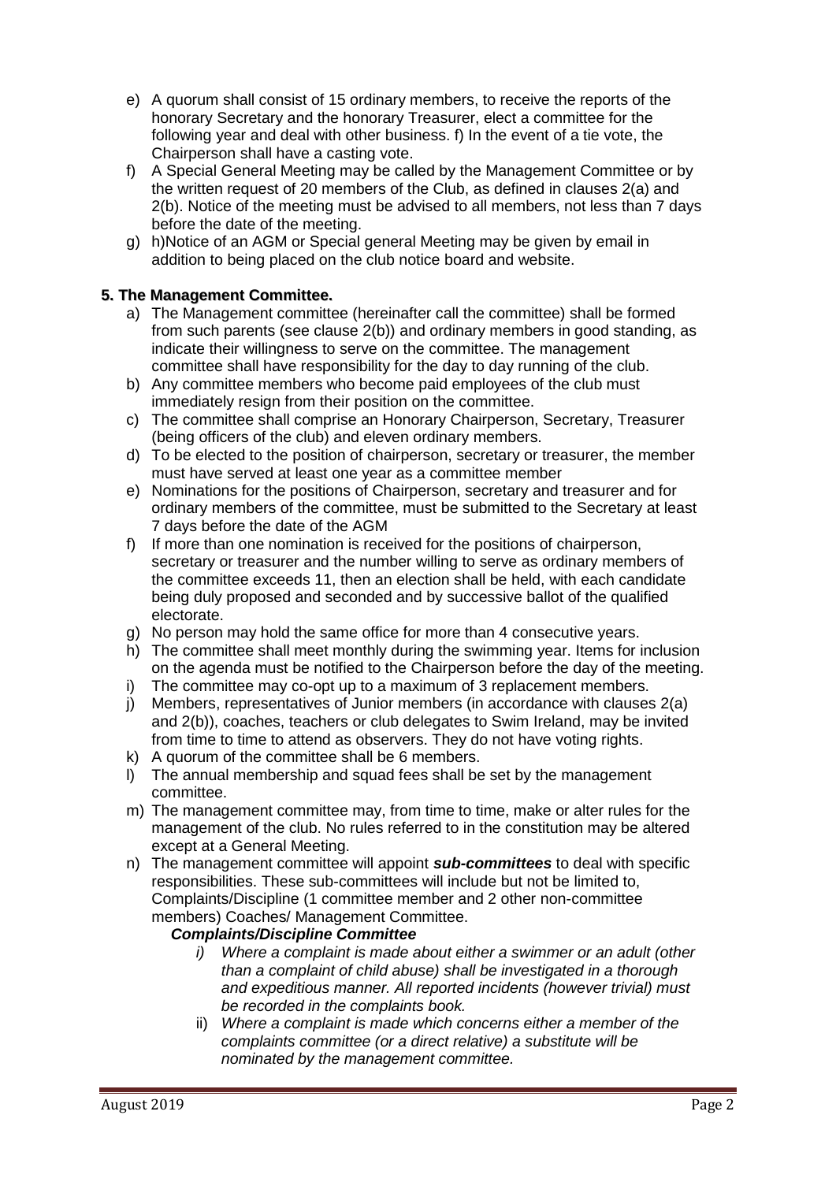e) A quorum shall consist of 15 ordinary members, to receive the reports of the honorary Secretary and the honorary Treasurer, elect a committee for the following year and deal with other business. f) In the event of a tie vote, the Chairperson shall have a casting vote.

f) A Special General Meeting may be called by the Management Committee or by the written request of 20 members of the Club, as defined in clauses 2(a) and 2(b). Notice of the meeting must be advised to all members, not less than 7 days before the date of the meeting.

g) h)Notice of an AGM or Special general Meeting may be given by email in addition to being placed on the club notice board and website.

**5. The Management Committee.**

a) The Management committee (hereinafter call the committee) shall be formed from such parents (see clause 2(b)) and ordinary members in good standing, as indicate their willingness to serve on the committee. The management committee shall have responsibility for the day to day running of the club.

b) Any committee members who become paid employees of the club must immediately resign from their position on the committee.

c) The committee shall comprise an Honorary Chairperson, Secretary, Treasurer (being officers of the club) and eleven ordinary members.

d) To be elected to the position of chairperson, secretary or treasurer, the member must have served at least one year as a committee member

e) Nominations for the positions of Chairperson, secretary and treasurer and for ordinary members of the committee, must be submitted to the Secretary at least 7 days before the date of the AGM

f) If more than one nomination is received for the positions of chairperson, secretary or treasurer and the number willing to serve as ordinary members of the committee exceeds 11, then an election shall be held, with each candidate being duly proposed and seconded and by successive ballot of the qualified electorate.

g) No person may hold the same office for more than 4 consecutive years.

h) The committee shall meet monthly during the swimming year. Items for inclusion on the agenda must be notified to the Chairperson before the day of the meeting.

i) The committee may co-opt up to a maximum of 3 replacement members.

j) Members, representatives of Junior members (in accordance with clauses 2(a) and 2(b)), coaches, teachers or club delegates to Swim Ireland, may be invited from time to time to attend as observers. They do not have voting rights.

k) A quorum of the committee shall be 6 members.

l) The annual membership and squad fees shall be set by the management committee.

m) The management committee may, from time to time, make or alter rules for the management of the club. No rules referred to in the constitution may be altered except at a General Meeting.

n) The management committee will appoint ***sub-committees*** to deal with specific responsibilities. These sub-committees will include but not be limited to, Complaints/Discipline (1 committee member and 2 other non-committee members) Coaches/ Management Committee.

***Complaints/Discipline Committee***

i) *Where a complaint is made about either a swimmer or an adult (other than a complaint of child abuse) shall be investigated in a thorough and expeditious manner. All reported incidents (however trivial) must be recorded in the complaints book.*

ii) *Where a complaint is made which concerns either a member of the complaints committee (or a direct relative) a substitute will be nominated by the management committee.*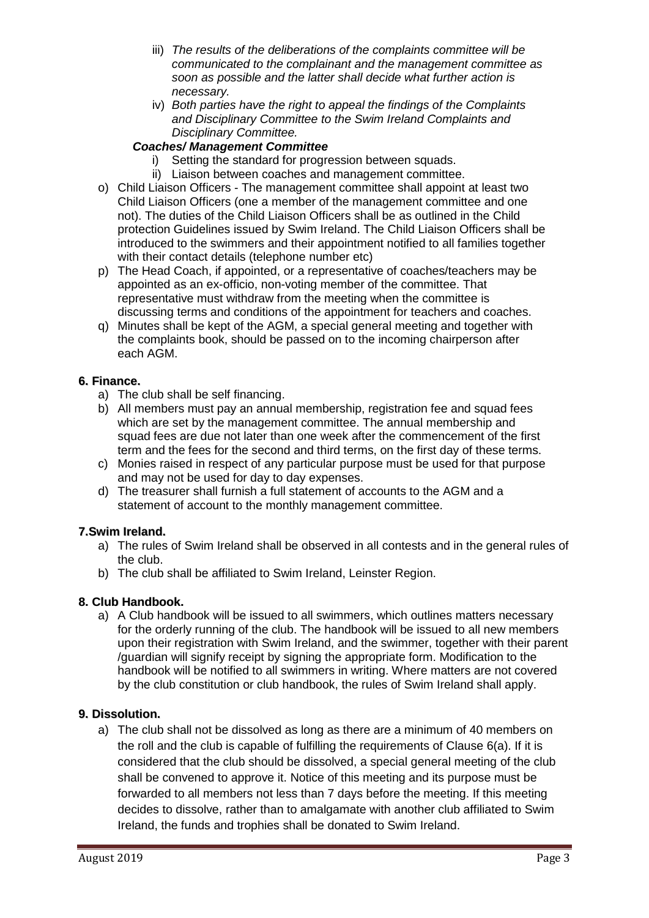iii) *The results of the deliberations of the complaints committee will be communicated to the complainant and the management committee as soon as possible and the latter shall decide what further action is necessary.*

iv) *Both parties have the right to appeal the findings of the Complaints and Disciplinary Committee to the Swim Ireland Complaints and Disciplinary Committee.*

***Coaches/ Management Committee***

i) Setting the standard for progression between squads.
ii) Liaison between coaches and management committee.

o) Child Liaison Officers - The management committee shall appoint at least two Child Liaison Officers (one a member of the management committee and one not). The duties of the Child Liaison Officers shall be as outlined in the Child protection Guidelines issued by Swim Ireland. The Child Liaison Officers shall be introduced to the swimmers and their appointment notified to all families together with their contact details (telephone number etc)

p) The Head Coach, if appointed, or a representative of coaches/teachers may be appointed as an ex-officio, non-voting member of the committee. That representative must withdraw from the meeting when the committee is discussing terms and conditions of the appointment for teachers and coaches.

q) Minutes shall be kept of the AGM, a special general meeting and together with the complaints book, should be passed on to the incoming chairperson after each AGM.

## 6. Finance.

a) The club shall be self financing.

b) All members must pay an annual membership, registration fee and squad fees which are set by the management committee. The annual membership and squad fees are due not later than one week after the commencement of the first term and the fees for the second and third terms, on the first day of these terms.

c) Monies raised in respect of any particular purpose must be used for that purpose and may not be used for day to day expenses.

d) The treasurer shall furnish a full statement of accounts to the AGM and a statement of account to the monthly management committee.

## 7.Swim Ireland.

a) The rules of Swim Ireland shall be observed in all contests and in the general rules of the club.

b) The club shall be affiliated to Swim Ireland, Leinster Region.

## 8. Club Handbook.

a) A Club handbook will be issued to all swimmers, which outlines matters necessary for the orderly running of the club. The handbook will be issued to all new members upon their registration with Swim Ireland, and the swimmer, together with their parent /guardian will signify receipt by signing the appropriate form. Modification to the handbook will be notified to all swimmers in writing. Where matters are not covered by the club constitution or club handbook, the rules of Swim Ireland shall apply.

## 9. Dissolution.

a) The club shall not be dissolved as long as there are a minimum of 40 members on the roll and the club is capable of fulfilling the requirements of Clause 6(a). If it is considered that the club should be dissolved, a special general meeting of the club shall be convened to approve it. Notice of this meeting and its purpose must be forwarded to all members not less than 7 days before the meeting. If this meeting decides to dissolve, rather than to amalgamate with another club affiliated to Swim Ireland, the funds and trophies shall be donated to Swim Ireland.